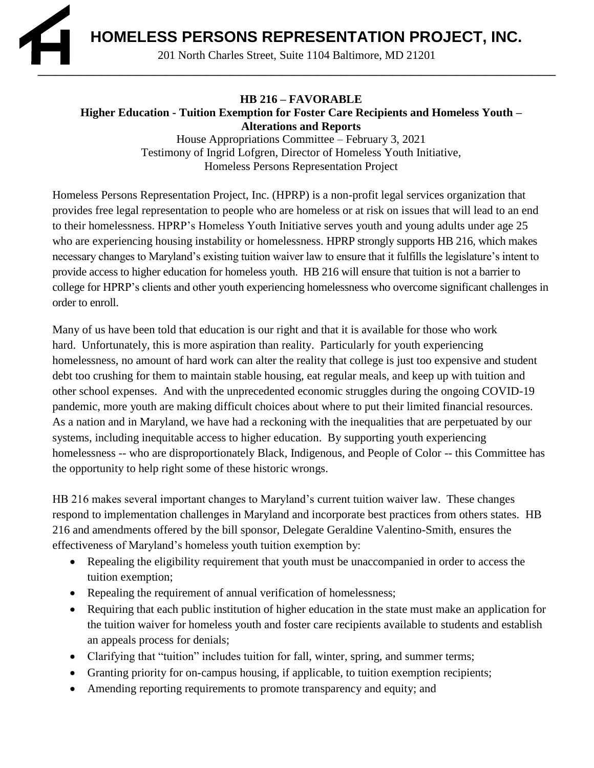# HOMELESS PERSONS REPRESENTATION PROJECT, INC.

201 North Charles Street, Suite 1104 Baltimore, MD 21201

**HB 216 – FAVORABLE**

**Higher Education - Tuition Exemption for Foster Care Recipients and Homeless Youth – Alterations and Reports**

House Appropriations Committee – February 3, 2021
Testimony of Ingrid Lofgren, Director of Homeless Youth Initiative,
Homeless Persons Representation Project

Homeless Persons Representation Project, Inc. (HPRP) is a non-profit legal services organization that provides free legal representation to people who are homeless or at risk on issues that will lead to an end to their homelessness. HPRP's Homeless Youth Initiative serves youth and young adults under age 25 who are experiencing housing instability or homelessness. HPRP strongly supports HB 216, which makes necessary changes to Maryland's existing tuition waiver law to ensure that it fulfills the legislature's intent to provide access to higher education for homeless youth. HB 216 will ensure that tuition is not a barrier to college for HPRP's clients and other youth experiencing homelessness who overcome significant challenges in order to enroll.

Many of us have been told that education is our right and that it is available for those who work hard. Unfortunately, this is more aspiration than reality. Particularly for youth experiencing homelessness, no amount of hard work can alter the reality that college is just too expensive and student debt too crushing for them to maintain stable housing, eat regular meals, and keep up with tuition and other school expenses. And with the unprecedented economic struggles during the ongoing COVID-19 pandemic, more youth are making difficult choices about where to put their limited financial resources. As a nation and in Maryland, we have had a reckoning with the inequalities that are perpetuated by our systems, including inequitable access to higher education. By supporting youth experiencing homelessness -- who are disproportionately Black, Indigenous, and People of Color -- this Committee has the opportunity to help right some of these historic wrongs.

HB 216 makes several important changes to Maryland's current tuition waiver law. These changes respond to implementation challenges in Maryland and incorporate best practices from others states. HB 216 and amendments offered by the bill sponsor, Delegate Geraldine Valentino-Smith, ensures the effectiveness of Maryland's homeless youth tuition exemption by:

- Repealing the eligibility requirement that youth must be unaccompanied in order to access the tuition exemption;
- Repealing the requirement of annual verification of homelessness;
- Requiring that each public institution of higher education in the state must make an application for the tuition waiver for homeless youth and foster care recipients available to students and establish an appeals process for denials;
- Clarifying that "tuition" includes tuition for fall, winter, spring, and summer terms;
- Granting priority for on-campus housing, if applicable, to tuition exemption recipients;
- Amending reporting requirements to promote transparency and equity; and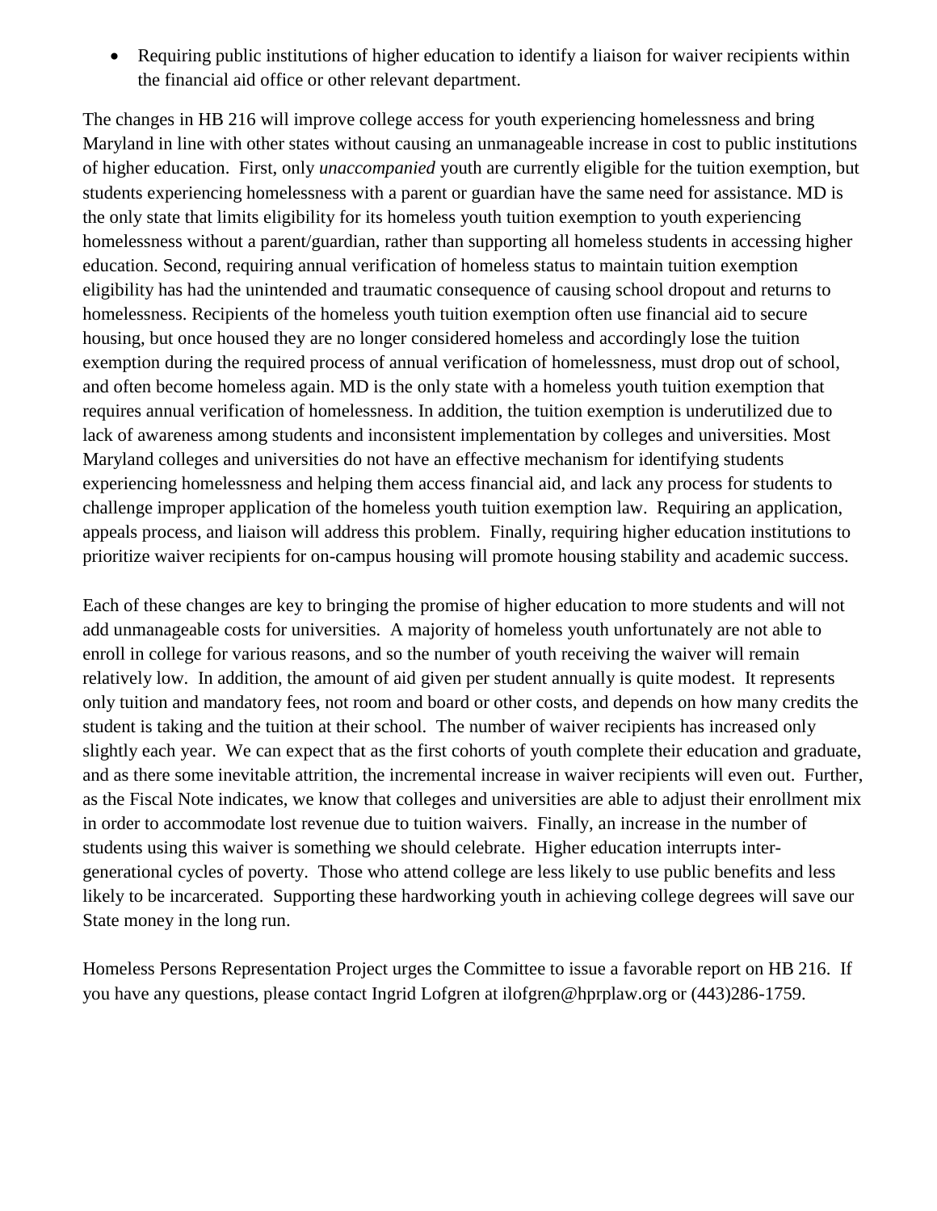- Requiring public institutions of higher education to identify a liaison for waiver recipients within the financial aid office or other relevant department.

The changes in HB 216 will improve college access for youth experiencing homelessness and bring Maryland in line with other states without causing an unmanageable increase in cost to public institutions of higher education. First, only *unaccompanied* youth are currently eligible for the tuition exemption, but students experiencing homelessness with a parent or guardian have the same need for assistance. MD is the only state that limits eligibility for its homeless youth tuition exemption to youth experiencing homelessness without a parent/guardian, rather than supporting all homeless students in accessing higher education. Second, requiring annual verification of homeless status to maintain tuition exemption eligibility has had the unintended and traumatic consequence of causing school dropout and returns to homelessness. Recipients of the homeless youth tuition exemption often use financial aid to secure housing, but once housed they are no longer considered homeless and accordingly lose the tuition exemption during the required process of annual verification of homelessness, must drop out of school, and often become homeless again. MD is the only state with a homeless youth tuition exemption that requires annual verification of homelessness. In addition, the tuition exemption is underutilized due to lack of awareness among students and inconsistent implementation by colleges and universities. Most Maryland colleges and universities do not have an effective mechanism for identifying students experiencing homelessness and helping them access financial aid, and lack any process for students to challenge improper application of the homeless youth tuition exemption law. Requiring an application, appeals process, and liaison will address this problem. Finally, requiring higher education institutions to prioritize waiver recipients for on-campus housing will promote housing stability and academic success.

Each of these changes are key to bringing the promise of higher education to more students and will not add unmanageable costs for universities. A majority of homeless youth unfortunately are not able to enroll in college for various reasons, and so the number of youth receiving the waiver will remain relatively low. In addition, the amount of aid given per student annually is quite modest. It represents only tuition and mandatory fees, not room and board or other costs, and depends on how many credits the student is taking and the tuition at their school. The number of waiver recipients has increased only slightly each year. We can expect that as the first cohorts of youth complete their education and graduate, and as there some inevitable attrition, the incremental increase in waiver recipients will even out. Further, as the Fiscal Note indicates, we know that colleges and universities are able to adjust their enrollment mix in order to accommodate lost revenue due to tuition waivers. Finally, an increase in the number of students using this waiver is something we should celebrate. Higher education interrupts inter-generational cycles of poverty. Those who attend college are less likely to use public benefits and less likely to be incarcerated. Supporting these hardworking youth in achieving college degrees will save our State money in the long run.

Homeless Persons Representation Project urges the Committee to issue a favorable report on HB 216. If you have any questions, please contact Ingrid Lofgren at ilofgren@hprplaw.org or (443)286-1759.